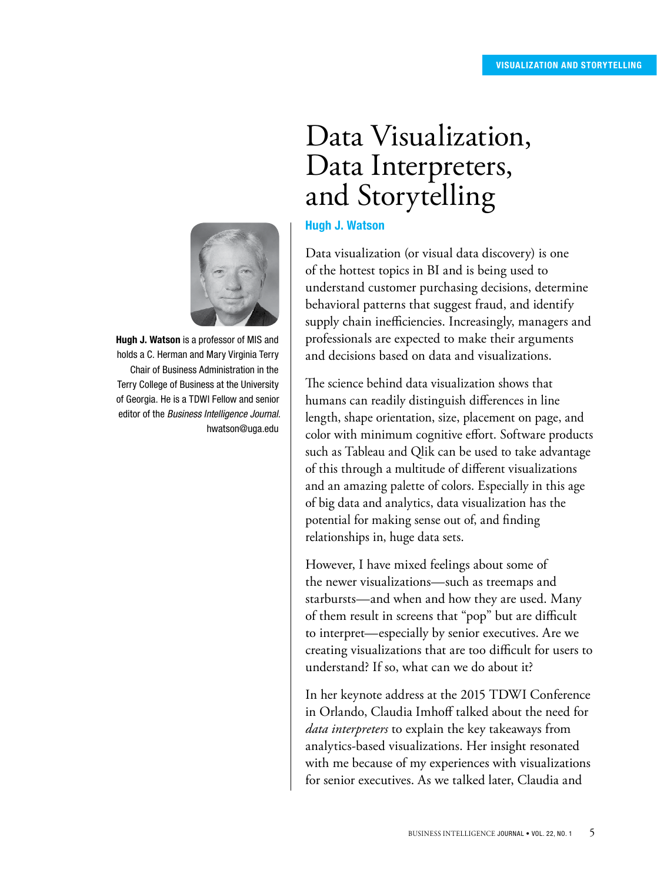VISUALIZATION AND STORYTELLING

# Data Visualization, Data Interpreters, and Storytelling

**Hugh J. Watson**

**Hugh J. Watson** is a professor of MIS and holds a C. Herman and Mary Virginia Terry Chair of Business Administration in the Terry College of Business at the University of Georgia. He is a TDWI Fellow and senior editor of the *Business Intelligence Journal*.
hwatson@uga.edu

Data visualization (or visual data discovery) is one of the hottest topics in BI and is being used to understand customer purchasing decisions, determine behavioral patterns that suggest fraud, and identify supply chain inefficiencies. Increasingly, managers and professionals are expected to make their arguments and decisions based on data and visualizations.

The science behind data visualization shows that humans can readily distinguish differences in line length, shape orientation, size, placement on page, and color with minimum cognitive effort. Software products such as Tableau and Qlik can be used to take advantage of this through a multitude of different visualizations and an amazing palette of colors. Especially in this age of big data and analytics, data visualization has the potential for making sense out of, and finding relationships in, huge data sets.

However, I have mixed feelings about some of the newer visualizations—such as treemaps and starbursts—and when and how they are used. Many of them result in screens that "pop" but are difficult to interpret—especially by senior executives. Are we creating visualizations that are too difficult for users to understand? If so, what can we do about it?

In her keynote address at the 2015 TDWI Conference in Orlando, Claudia Imhoff talked about the need for *data interpreters* to explain the key takeaways from analytics-based visualizations. Her insight resonated with me because of my experiences with visualizations for senior executives. As we talked later, Claudia and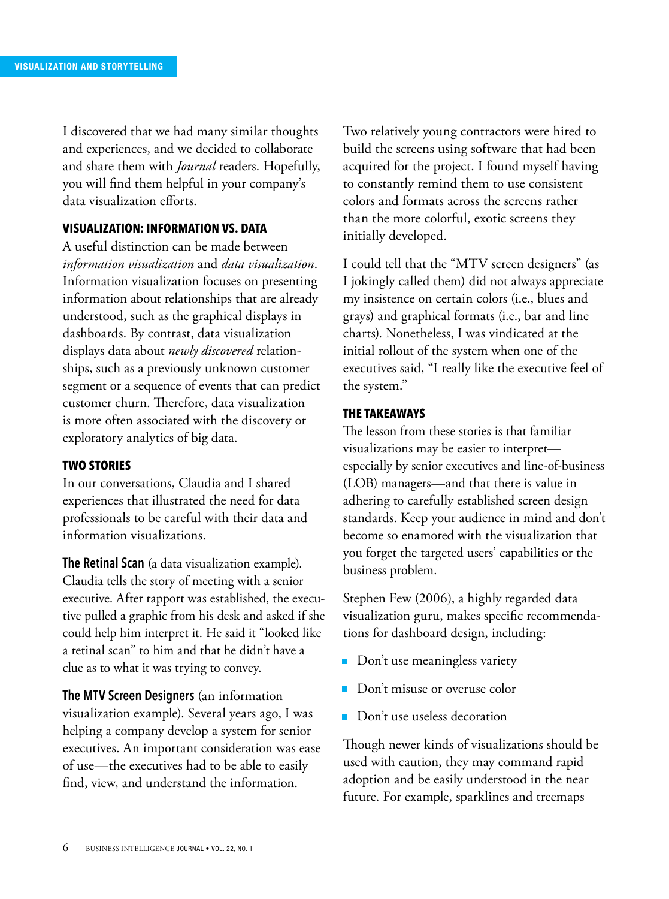I discovered that we had many similar thoughts and experiences, and we decided to collaborate and share them with *Journal* readers. Hopefully, you will find them helpful in your company's data visualization efforts.

## VISUALIZATION: INFORMATION VS. DATA

A useful distinction can be made between *information visualization* and *data visualization*. Information visualization focuses on presenting information about relationships that are already understood, such as the graphical displays in dashboards. By contrast, data visualization displays data about *newly discovered* relationships, such as a previously unknown customer segment or a sequence of events that can predict customer churn. Therefore, data visualization is more often associated with the discovery or exploratory analytics of big data.

## TWO STORIES

In our conversations, Claudia and I shared experiences that illustrated the need for data professionals to be careful with their data and information visualizations.

**The Retinal Scan** (a data visualization example). Claudia tells the story of meeting with a senior executive. After rapport was established, the executive pulled a graphic from his desk and asked if she could help him interpret it. He said it "looked like a retinal scan" to him and that he didn't have a clue as to what it was trying to convey.

**The MTV Screen Designers** (an information visualization example). Several years ago, I was helping a company develop a system for senior executives. An important consideration was ease of use—the executives had to be able to easily find, view, and understand the information.

Two relatively young contractors were hired to build the screens using software that had been acquired for the project. I found myself having to constantly remind them to use consistent colors and formats across the screens rather than the more colorful, exotic screens they initially developed.

I could tell that the "MTV screen designers" (as I jokingly called them) did not always appreciate my insistence on certain colors (i.e., blues and grays) and graphical formats (i.e., bar and line charts). Nonetheless, I was vindicated at the initial rollout of the system when one of the executives said, "I really like the executive feel of the system."

## THE TAKEAWAYS

The lesson from these stories is that familiar visualizations may be easier to interpret—especially by senior executives and line-of-business (LOB) managers—and that there is value in adhering to carefully established screen design standards. Keep your audience in mind and don't become so enamored with the visualization that you forget the targeted users' capabilities or the business problem.

Stephen Few (2006), a highly regarded data visualization guru, makes specific recommendations for dashboard design, including:

- Don't use meaningless variety
- Don't misuse or overuse color
- Don't use useless decoration

Though newer kinds of visualizations should be used with caution, they may command rapid adoption and be easily understood in the near future. For example, sparklines and treemaps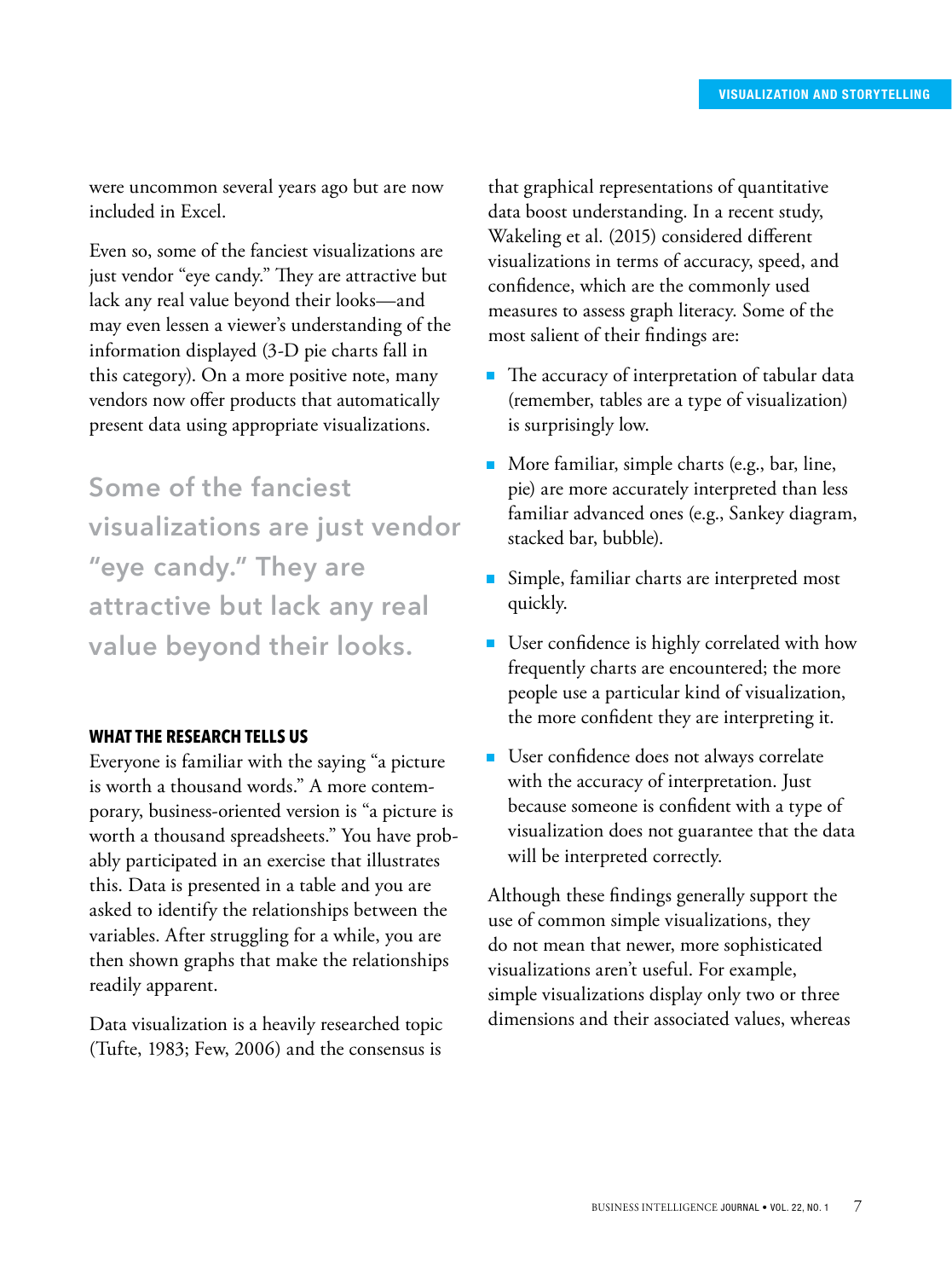were uncommon several years ago but are now included in Excel.

Even so, some of the fanciest visualizations are just vendor "eye candy." They are attractive but lack any real value beyond their looks—and may even lessen a viewer's understanding of the information displayed (3-D pie charts fall in this category). On a more positive note, many vendors now offer products that automatically present data using appropriate visualizations.

> Some of the fanciest visualizations are just vendor "eye candy." They are attractive but lack any real value beyond their looks.

### WHAT THE RESEARCH TELLS US

Everyone is familiar with the saying "a picture is worth a thousand words." A more contemporary, business-oriented version is "a picture is worth a thousand spreadsheets." You have probably participated in an exercise that illustrates this. Data is presented in a table and you are asked to identify the relationships between the variables. After struggling for a while, you are then shown graphs that make the relationships readily apparent.

Data visualization is a heavily researched topic (Tufte, 1983; Few, 2006) and the consensus is that graphical representations of quantitative data boost understanding. In a recent study, Wakeling et al. (2015) considered different visualizations in terms of accuracy, speed, and confidence, which are the commonly used measures to assess graph literacy. Some of the most salient of their findings are:

- The accuracy of interpretation of tabular data (remember, tables are a type of visualization) is surprisingly low.
- More familiar, simple charts (e.g., bar, line, pie) are more accurately interpreted than less familiar advanced ones (e.g., Sankey diagram, stacked bar, bubble).
- Simple, familiar charts are interpreted most quickly.
- User confidence is highly correlated with how frequently charts are encountered; the more people use a particular kind of visualization, the more confident they are interpreting it.
- User confidence does not always correlate with the accuracy of interpretation. Just because someone is confident with a type of visualization does not guarantee that the data will be interpreted correctly.

Although these findings generally support the use of common simple visualizations, they do not mean that newer, more sophisticated visualizations aren't useful. For example, simple visualizations display only two or three dimensions and their associated values, whereas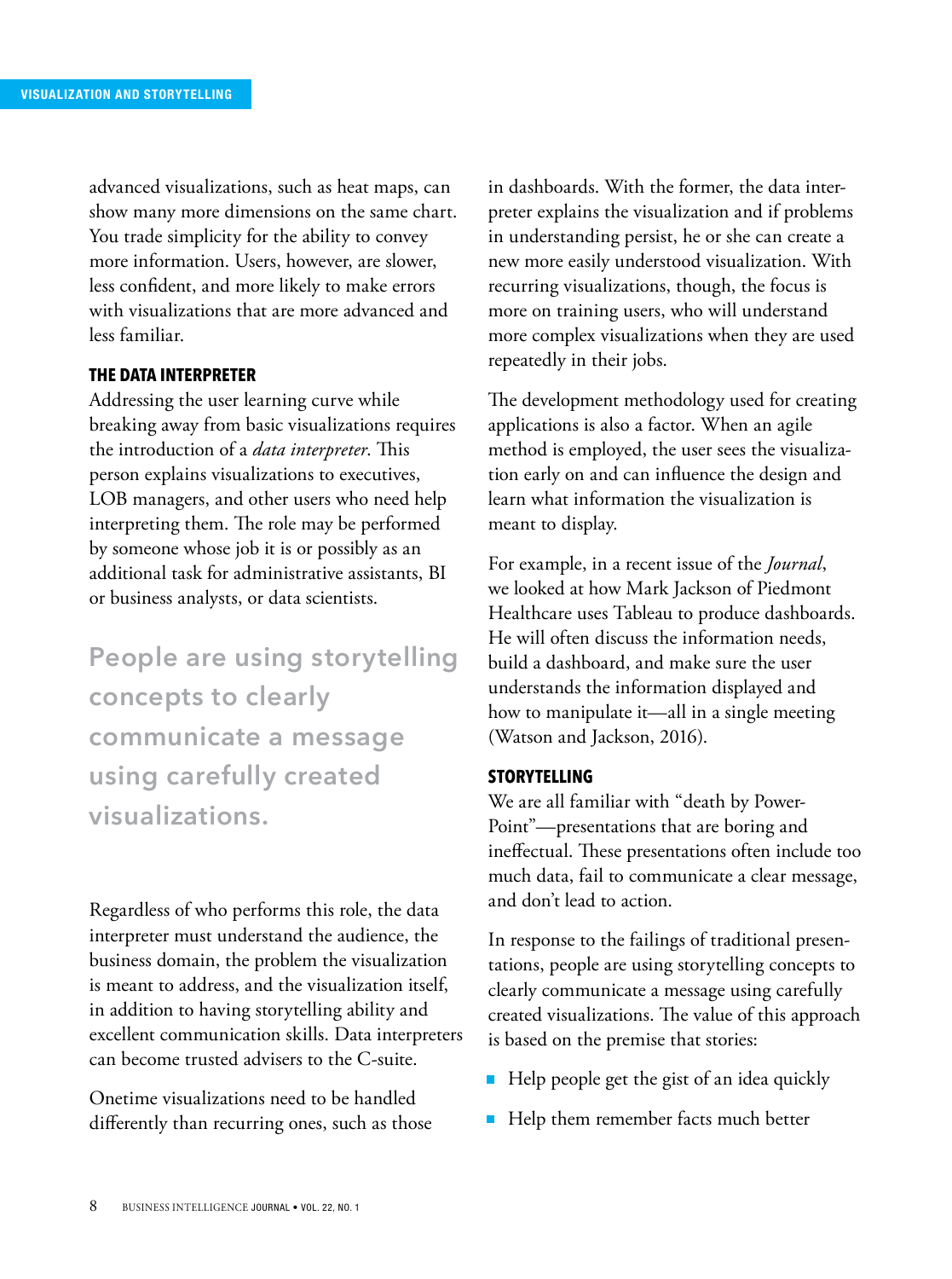advanced visualizations, such as heat maps, can show many more dimensions on the same chart. You trade simplicity for the ability to convey more information. Users, however, are slower, less confident, and more likely to make errors with visualizations that are more advanced and less familiar.

### THE DATA INTERPRETER

Addressing the user learning curve while breaking away from basic visualizations requires the introduction of a *data interpreter*. This person explains visualizations to executives, LOB managers, and other users who need help interpreting them. The role may be performed by someone whose job it is or possibly as an additional task for administrative assistants, BI or business analysts, or data scientists.

> People are using storytelling concepts to clearly communicate a message using carefully created visualizations.

Regardless of who performs this role, the data interpreter must understand the audience, the business domain, the problem the visualization is meant to address, and the visualization itself, in addition to having storytelling ability and excellent communication skills. Data interpreters can become trusted advisers to the C-suite.

Onetime visualizations need to be handled differently than recurring ones, such as those in dashboards. With the former, the data interpreter explains the visualization and if problems in understanding persist, he or she can create a new more easily understood visualization. With recurring visualizations, though, the focus is more on training users, who will understand more complex visualizations when they are used repeatedly in their jobs.

The development methodology used for creating applications is also a factor. When an agile method is employed, the user sees the visualization early on and can influence the design and learn what information the visualization is meant to display.

For example, in a recent issue of the *Journal*, we looked at how Mark Jackson of Piedmont Healthcare uses Tableau to produce dashboards. He will often discuss the information needs, build a dashboard, and make sure the user understands the information displayed and how to manipulate it—all in a single meeting (Watson and Jackson, 2016).

### STORYTELLING

We are all familiar with "death by PowerPoint"—presentations that are boring and ineffectual. These presentations often include too much data, fail to communicate a clear message, and don't lead to action.

In response to the failings of traditional presentations, people are using storytelling concepts to clearly communicate a message using carefully created visualizations. The value of this approach is based on the premise that stories:

- Help people get the gist of an idea quickly
- Help them remember facts much better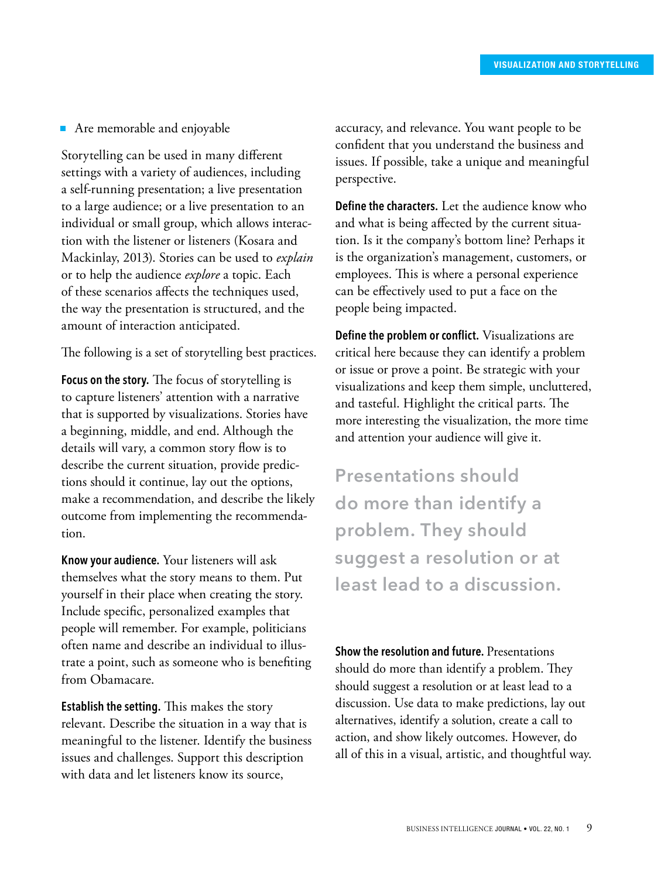- Are memorable and enjoyable

Storytelling can be used in many different settings with a variety of audiences, including a self-running presentation; a live presentation to a large audience; or a live presentation to an individual or small group, which allows interaction with the listener or listeners (Kosara and Mackinlay, 2013). Stories can be used to *explain* or to help the audience *explore* a topic. Each of these scenarios affects the techniques used, the way the presentation is structured, and the amount of interaction anticipated.

The following is a set of storytelling best practices.

**Focus on the story.** The focus of storytelling is to capture listeners' attention with a narrative that is supported by visualizations. Stories have a beginning, middle, and end. Although the details will vary, a common story flow is to describe the current situation, provide predictions should it continue, lay out the options, make a recommendation, and describe the likely outcome from implementing the recommendation.

**Know your audience.** Your listeners will ask themselves what the story means to them. Put yourself in their place when creating the story. Include specific, personalized examples that people will remember. For example, politicians often name and describe an individual to illustrate a point, such as someone who is benefiting from Obamacare.

**Establish the setting.** This makes the story relevant. Describe the situation in a way that is meaningful to the listener. Identify the business issues and challenges. Support this description with data and let listeners know its source, accuracy, and relevance. You want people to be confident that you understand the business and issues. If possible, take a unique and meaningful perspective.

**Define the characters.** Let the audience know who and what is being affected by the current situation. Is it the company's bottom line? Perhaps it is the organization's management, customers, or employees. This is where a personal experience can be effectively used to put a face on the people being impacted.

**Define the problem or conflict.** Visualizations are critical here because they can identify a problem or issue or prove a point. Be strategic with your visualizations and keep them simple, uncluttered, and tasteful. Highlight the critical parts. The more interesting the visualization, the more time and attention your audience will give it.

> Presentations should do more than identify a problem. They should suggest a resolution or at least lead to a discussion.

**Show the resolution and future.** Presentations should do more than identify a problem. They should suggest a resolution or at least lead to a discussion. Use data to make predictions, lay out alternatives, identify a solution, create a call to action, and show likely outcomes. However, do all of this in a visual, artistic, and thoughtful way.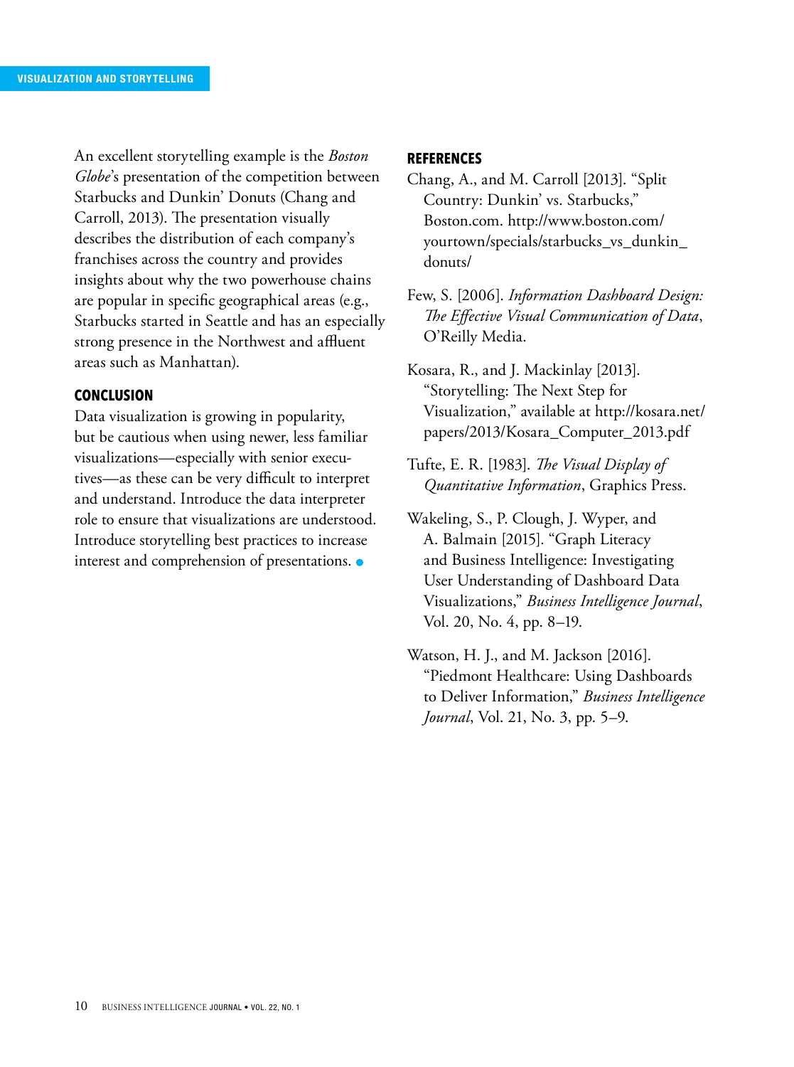An excellent storytelling example is the *Boston Globe*'s presentation of the competition between Starbucks and Dunkin' Donuts (Chang and Carroll, 2013). The presentation visually describes the distribution of each company's franchises across the country and provides insights about why the two powerhouse chains are popular in specific geographical areas (e.g., Starbucks started in Seattle and has an especially strong presence in the Northwest and affluent areas such as Manhattan).

## CONCLUSION

Data visualization is growing in popularity, but be cautious when using newer, less familiar visualizations—especially with senior executives—as these can be very difficult to interpret and understand. Introduce the data interpreter role to ensure that visualizations are understood. Introduce storytelling best practices to increase interest and comprehension of presentations.

## REFERENCES

Chang, A., and M. Carroll [2013]. "Split Country: Dunkin' vs. Starbucks," Boston.com. http://www.boston.com/yourtown/specials/starbucks_vs_dunkin_donuts/

Few, S. [2006]. *Information Dashboard Design: The Effective Visual Communication of Data*, O'Reilly Media.

Kosara, R., and J. Mackinlay [2013]. "Storytelling: The Next Step for Visualization," available at http://kosara.net/papers/2013/Kosara_Computer_2013.pdf

Tufte, E. R. [1983]. *The Visual Display of Quantitative Information*, Graphics Press.

Wakeling, S., P. Clough, J. Wyper, and A. Balmain [2015]. "Graph Literacy and Business Intelligence: Investigating User Understanding of Dashboard Data Visualizations," *Business Intelligence Journal*, Vol. 20, No. 4, pp. 8–19.

Watson, H. J., and M. Jackson [2016]. "Piedmont Healthcare: Using Dashboards to Deliver Information," *Business Intelligence Journal*, Vol. 21, No. 3, pp. 5–9.